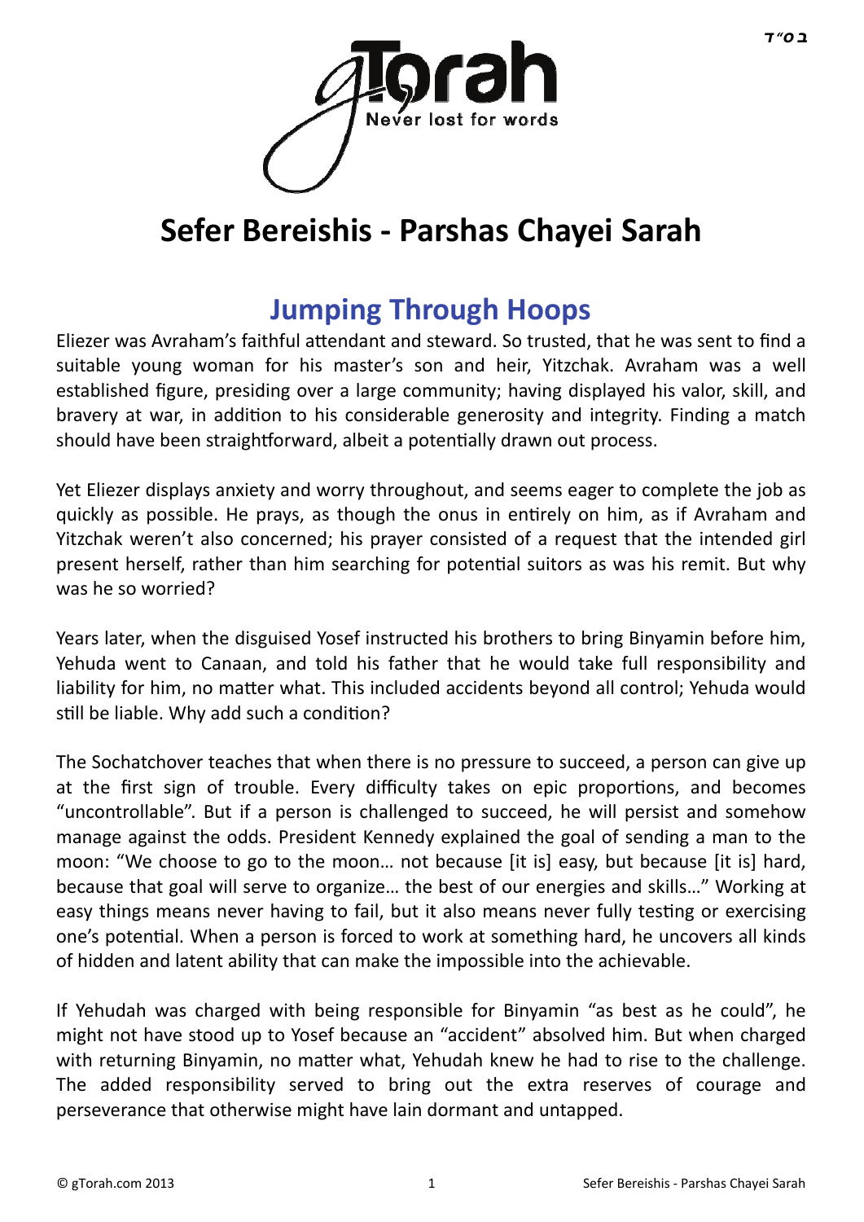# Sefer Bereishis - Parshas Chayei Sarah

## Jumping Through Hoops

Eliezer was Avraham's faithful attendant and steward. So trusted, that he was sent to find a suitable young woman for his master's son and heir, Yitzchak. Avraham was a well established figure, presiding over a large community; having displayed his valor, skill, and bravery at war, in addition to his considerable generosity and integrity. Finding a match should have been straightforward, albeit a potentially drawn out process.

Yet Eliezer displays anxiety and worry throughout, and seems eager to complete the job as quickly as possible. He prays, as though the onus in entirely on him, as if Avraham and Yitzchak weren't also concerned; his prayer consisted of a request that the intended girl present herself, rather than him searching for potential suitors as was his remit. But why was he so worried?

Years later, when the disguised Yosef instructed his brothers to bring Binyamin before him, Yehuda went to Canaan, and told his father that he would take full responsibility and liability for him, no matter what. This included accidents beyond all control; Yehuda would still be liable. Why add such a condition?

The Sochatchover teaches that when there is no pressure to succeed, a person can give up at the first sign of trouble. Every difficulty takes on epic proportions, and becomes "uncontrollable". But if a person is challenged to succeed, he will persist and somehow manage against the odds. President Kennedy explained the goal of sending a man to the moon: "We choose to go to the moon… not because [it is] easy, but because [it is] hard, because that goal will serve to organize… the best of our energies and skills…" Working at easy things means never having to fail, but it also means never fully testing or exercising one's potential. When a person is forced to work at something hard, he uncovers all kinds of hidden and latent ability that can make the impossible into the achievable.

If Yehudah was charged with being responsible for Binyamin "as best as he could", he might not have stood up to Yosef because an "accident" absolved him. But when charged with returning Binyamin, no matter what, Yehudah knew he had to rise to the challenge. The added responsibility served to bring out the extra reserves of courage and perseverance that otherwise might have lain dormant and untapped.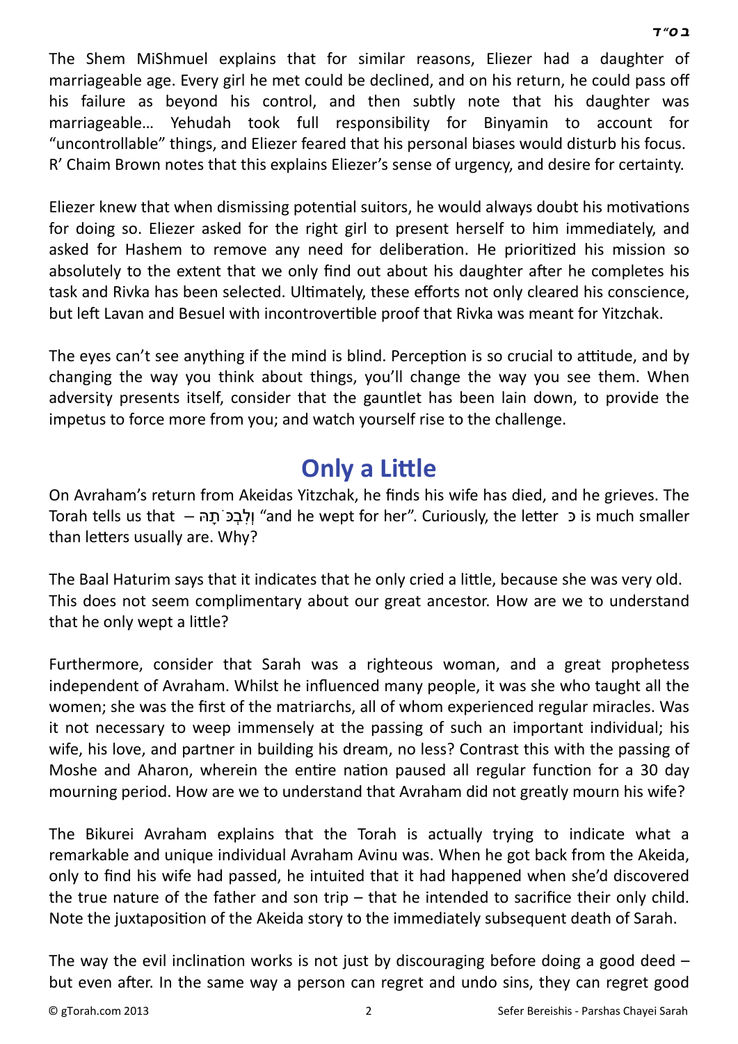The Shem MiShmuel explains that for similar reasons, Eliezer had a daughter of marriageable age. Every girl he met could be declined, and on his return, he could pass off his failure as beyond his control, and then subtly note that his daughter was marriageable… Yehudah took full responsibility for Binyamin to account for “uncontrollable” things, and Eliezer feared that his personal biases would disturb his focus. R’ Chaim Brown notes that this explains Eliezer’s sense of urgency, and desire for certainty.

Eliezer knew that when dismissing potential suitors, he would always doubt his motivations for doing so. Eliezer asked for the right girl to present herself to him immediately, and asked for Hashem to remove any need for deliberation. He prioritized his mission so absolutely to the extent that we only find out about his daughter after he completes his task and Rivka has been selected. Ultimately, these efforts not only cleared his conscience, but left Lavan and Besuel with incontrovertible proof that Rivka was meant for Yitzchak.

The eyes can’t see anything if the mind is blind. Perception is so crucial to attitude, and by changing the way you think about things, you’ll change the way you see them. When adversity presents itself, consider that the gauntlet has been lain down, to provide the impetus to force more from you; and watch yourself rise to the challenge.

## Only a Little

On Avraham’s return from Akeidas Yitzchak, he finds his wife has died, and he grieves. The Torah tells us that – וְלִבְכֹּתָהּ “and he wept for her”. Curiously, the letter כ is much smaller than letters usually are. Why?

The Baal Haturim says that it indicates that he only cried a little, because she was very old. This does not seem complimentary about our great ancestor. How are we to understand that he only wept a little?

Furthermore, consider that Sarah was a righteous woman, and a great prophetess independent of Avraham. Whilst he influenced many people, it was she who taught all the women; she was the first of the matriarchs, all of whom experienced regular miracles. Was it not necessary to weep immensely at the passing of such an important individual; his wife, his love, and partner in building his dream, no less? Contrast this with the passing of Moshe and Aharon, wherein the entire nation paused all regular function for a 30 day mourning period. How are we to understand that Avraham did not greatly mourn his wife?

The Bikurei Avraham explains that the Torah is actually trying to indicate what a remarkable and unique individual Avraham Avinu was. When he got back from the Akeida, only to find his wife had passed, he intuited that it had happened when she’d discovered the true nature of the father and son trip – that he intended to sacrifice their only child. Note the juxtaposition of the Akeida story to the immediately subsequent death of Sarah.

The way the evil inclination works is not just by discouraging before doing a good deed – but even after. In the same way a person can regret and undo sins, they can regret good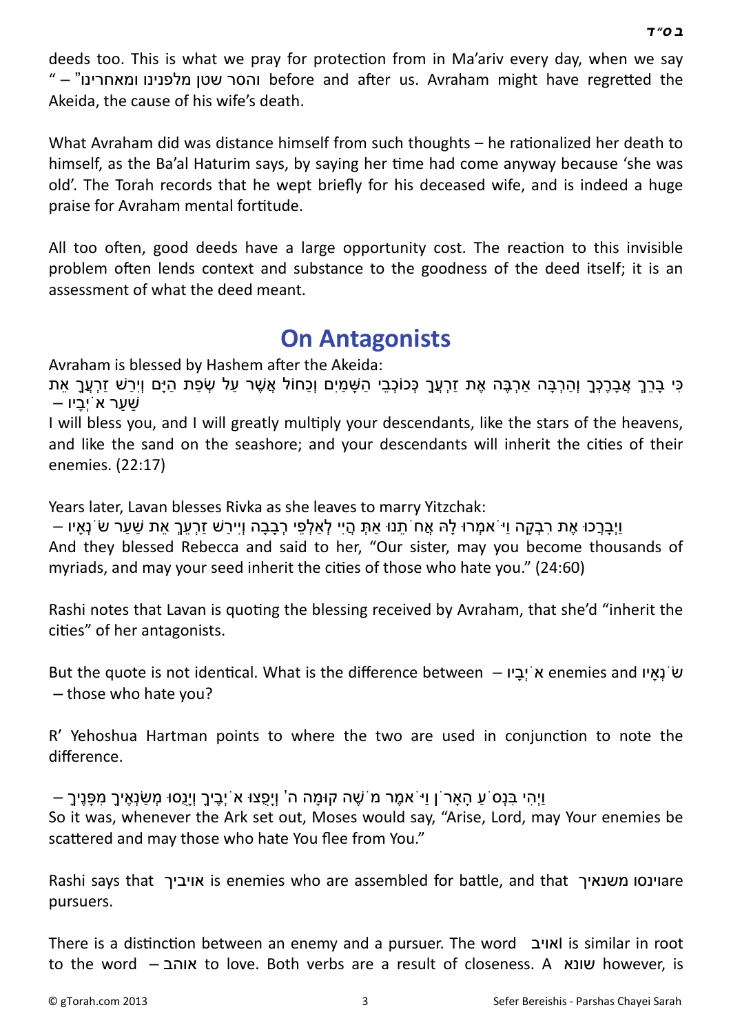deeds too. This is what we pray for protection from in Ma'ariv every day, when we say "והסר שטן מלפנינו ומאחרינו" – before and after us. Avraham might have regretted the Akeida, the cause of his wife's death.

What Avraham did was distance himself from such thoughts – he rationalized her death to himself, as the Ba'al Haturim says, by saying her time had come anyway because 'she was old'. The Torah records that he wept briefly for his deceased wife, and is indeed a huge praise for Avraham mental fortitude.

All too often, good deeds have a large opportunity cost. The reaction to this invisible problem often lends context and substance to the goodness of the deed itself; it is an assessment of what the deed meant.

## On Antagonists

Avraham is blessed by Hashem after the Akeida:

כִּי בָרֵךְ אֲבָרֶכְךָ וְהַרְבָּה אַרְבֶּה אֶת זַרְעֲךָ כְּכוֹכְבֵי הַשָּׁמַיִם וְכַחוֹל אֲשֶׁר עַל שְׂפַת הַיָּם וְיִרַשׁ זַרְעֲךָ אֵת שַׁעַר אֹיְבָיו –

I will bless you, and I will greatly multiply your descendants, like the stars of the heavens, and like the sand on the seashore; and your descendants will inherit the cities of their enemies. (22:17)

Years later, Lavan blesses Rivka as she leaves to marry Yitzchak:

וַיְבָרְכוּ אֶת רִבְקָה וַיֹּאמְרוּ לָהּ אֲחֹתֵנוּ אַתְּ הֲיִי לְאַלְפֵי רְבָבָה וְיִירַשׁ זַרְעֵךְ אֵת שַׁעַר שֹׂנְאָיו –

And they blessed Rebecca and said to her, "Our sister, may you become thousands of myriads, and may your seed inherit the cities of those who hate you." (24:60)

Rashi notes that Lavan is quoting the blessing received by Avraham, that she'd "inherit the cities" of her antagonists.

But the quote is not identical. What is the difference between אֹיְבָיו – enemies and שֹׂנְאָיו – those who hate you?

R' Yehoshua Hartman points to where the two are used in conjunction to note the difference.

וַיְהִי בִּנְסֹעַ הָאָרֹן וַיֹּאמֶר מֹשֶׁה קוּמָה ה' וְיָפֻצוּ אֹיְבֶיךָ וְיָנֻסוּ מְשַׂנְאֶיךָ מִפָּנֶיךָ –

So it was, whenever the Ark set out, Moses would say, "Arise, Lord, may Your enemies be scattered and may those who hate You flee from You."

Rashi says that אויביך is enemies who are assembled for battle, and that וינסו משנאיך are pursuers.

There is a distinction between an enemy and a pursuer. The word אויב is similar in root to the word אוהב – to love. Both verbs are a result of closeness. A שונא however, is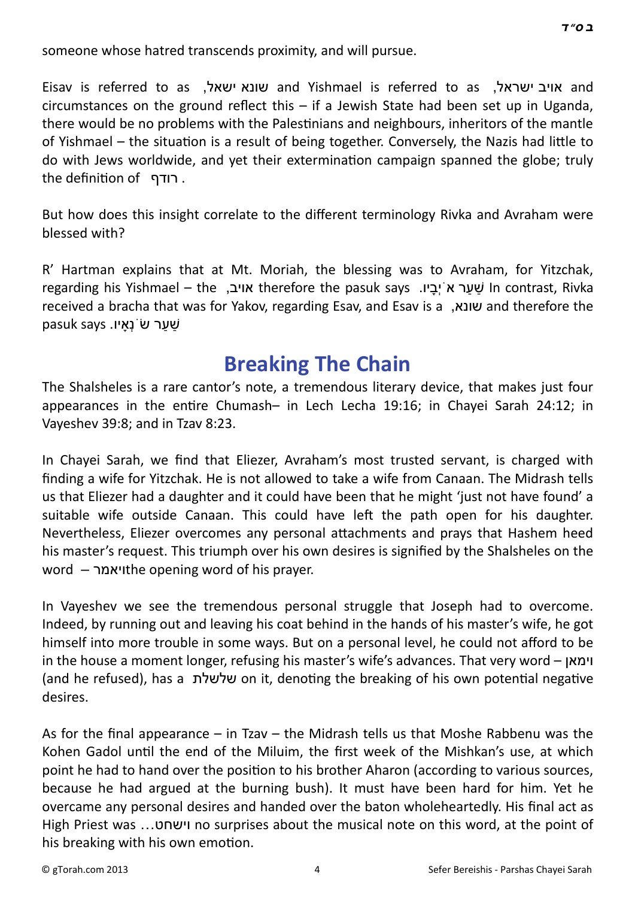someone whose hatred transcends proximity, and will pursue.

Eisav is referred to as שונא ישאל, and Yishmael is referred to as אויב ישראל, and circumstances on the ground reflect this – if a Jewish State had been set up in Uganda, there would be no problems with the Palestinians and neighbours, inheritors of the mantle of Yishmael – the situation is a result of being together. Conversely, the Nazis had little to do with Jews worldwide, and yet their extermination campaign spanned the globe; truly the definition of רודף.

But how does this insight correlate to the different terminology Rivka and Avraham were blessed with?

R' Hartman explains that at Mt. Moriah, the blessing was to Avraham, for Yitzchak, regarding his Yishmael – the אויב, therefore the pasuk says שַׁעַר אֹיְבָיו. In contrast, Rivka received a bracha that was for Yakov, regarding Esav, and Esav is a שונא, and therefore the pasuk says שַׁעַר שֹׂנְאָיו.

## Breaking The Chain

The Shalsheles is a rare cantor's note, a tremendous literary device, that makes just four appearances in the entire Chumash– in Lech Lecha 19:16; in Chayei Sarah 24:12; in Vayeshev 39:8; and in Tzav 8:23.

In Chayei Sarah, we find that Eliezer, Avraham's most trusted servant, is charged with finding a wife for Yitzchak. He is not allowed to take a wife from Canaan. The Midrash tells us that Eliezer had a daughter and it could have been that he might 'just not have found' a suitable wife outside Canaan. This could have left the path open for his daughter. Nevertheless, Eliezer overcomes any personal attachments and prays that Hashem heed his master's request. This triumph over his own desires is signified by the Shalsheles on the word – ויאמר the opening word of his prayer.

In Vayeshev we see the tremendous personal struggle that Joseph had to overcome. Indeed, by running out and leaving his coat behind in the hands of his master's wife, he got himself into more trouble in some ways. But on a personal level, he could not afford to be in the house a moment longer, refusing his master's wife's advances. That very word – וימאן (and he refused), has a שלשלת on it, denoting the breaking of his own potential negative desires.

As for the final appearance – in Tzav – the Midrash tells us that Moshe Rabbenu was the Kohen Gadol until the end of the Miluim, the first week of the Mishkan's use, at which point he had to hand over the position to his brother Aharon (according to various sources, because he had argued at the burning bush). It must have been hard for him. Yet he overcame any personal desires and handed over the baton wholeheartedly. His final act as High Priest was …וישחט no surprises about the musical note on this word, at the point of his breaking with his own emotion.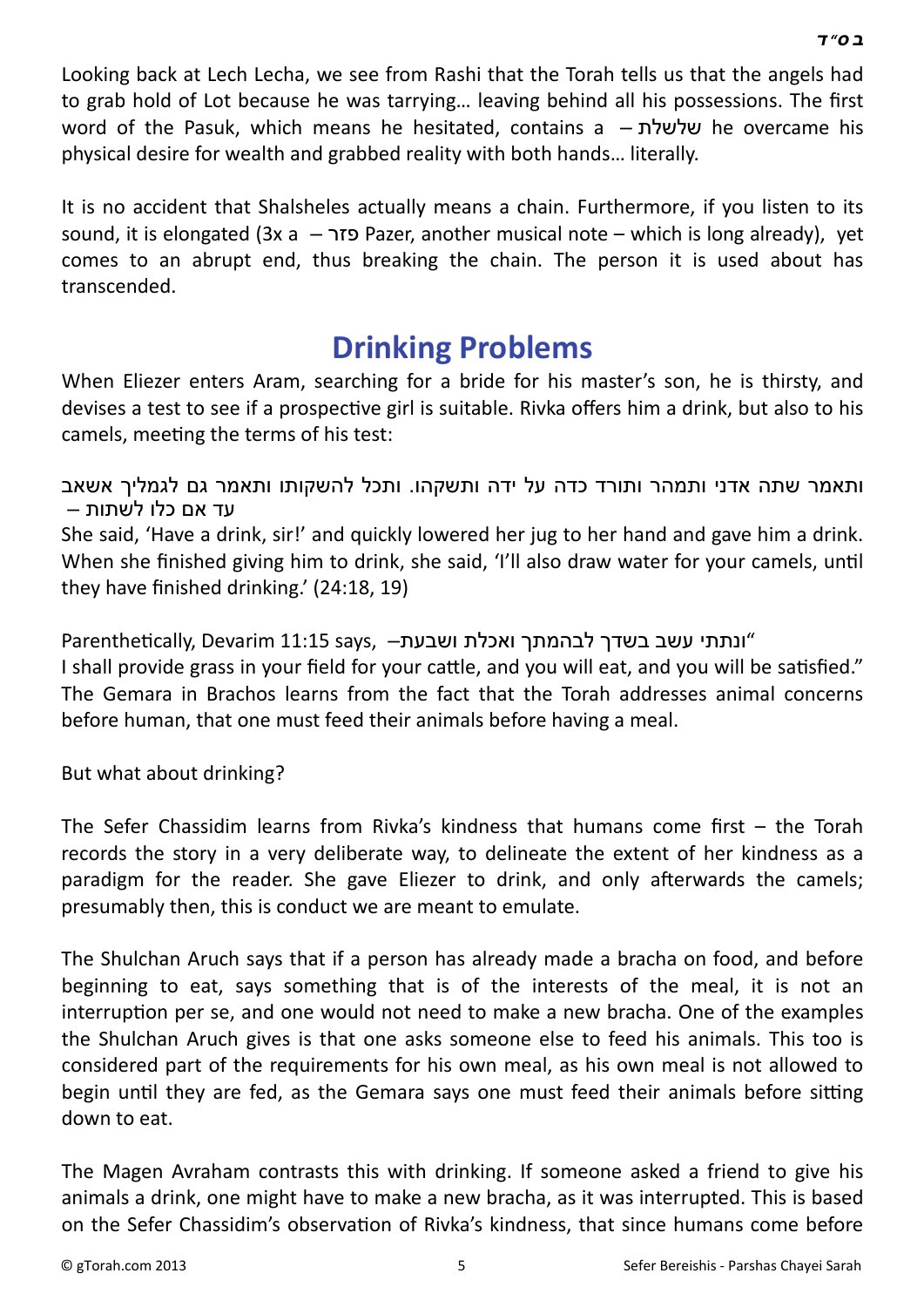Looking back at Lech Lecha, we see from Rashi that the Torah tells us that the angels had to grab hold of Lot because he was tarrying… leaving behind all his possessions. The first word of the Pasuk, which means he hesitated, contains a שלשלת – he overcame his physical desire for wealth and grabbed reality with both hands… literally.

It is no accident that Shalsheles actually means a chain. Furthermore, if you listen to its sound, it is elongated (3x a פזר – Pazer, another musical note – which is long already), yet comes to an abrupt end, thus breaking the chain. The person it is used about has transcended.

## Drinking Problems

When Eliezer enters Aram, searching for a bride for his master's son, he is thirsty, and devises a test to see if a prospective girl is suitable. Rivka offers him a drink, but also to his camels, meeting the terms of his test:

ותאמר שתה אדני ותמהר ותורד כדה על ידה ותשקהו. ותכל להשקותו ותאמר גם לגמליך אשאב עד אם כלו לשתות –

She said, 'Have a drink, sir!' and quickly lowered her jug to her hand and gave him a drink. When she finished giving him to drink, she said, 'I'll also draw water for your camels, until they have finished drinking.' (24:18, 19)

Parenthetically, Devarim 11:15 says, "ונתתי עשב בשדך לבהמתך ואכלת ושבעת– I shall provide grass in your field for your cattle, and you will eat, and you will be satisfied." The Gemara in Brachos learns from the fact that the Torah addresses animal concerns before human, that one must feed their animals before having a meal.

But what about drinking?

The Sefer Chassidim learns from Rivka's kindness that humans come first – the Torah records the story in a very deliberate way, to delineate the extent of her kindness as a paradigm for the reader. She gave Eliezer to drink, and only afterwards the camels; presumably then, this is conduct we are meant to emulate.

The Shulchan Aruch says that if a person has already made a bracha on food, and before beginning to eat, says something that is of the interests of the meal, it is not an interruption per se, and one would not need to make a new bracha. One of the examples the Shulchan Aruch gives is that one asks someone else to feed his animals. This too is considered part of the requirements for his own meal, as his own meal is not allowed to begin until they are fed, as the Gemara says one must feed their animals before sitting down to eat.

The Magen Avraham contrasts this with drinking. If someone asked a friend to give his animals a drink, one might have to make a new bracha, as it was interrupted. This is based on the Sefer Chassidim's observation of Rivka's kindness, that since humans come before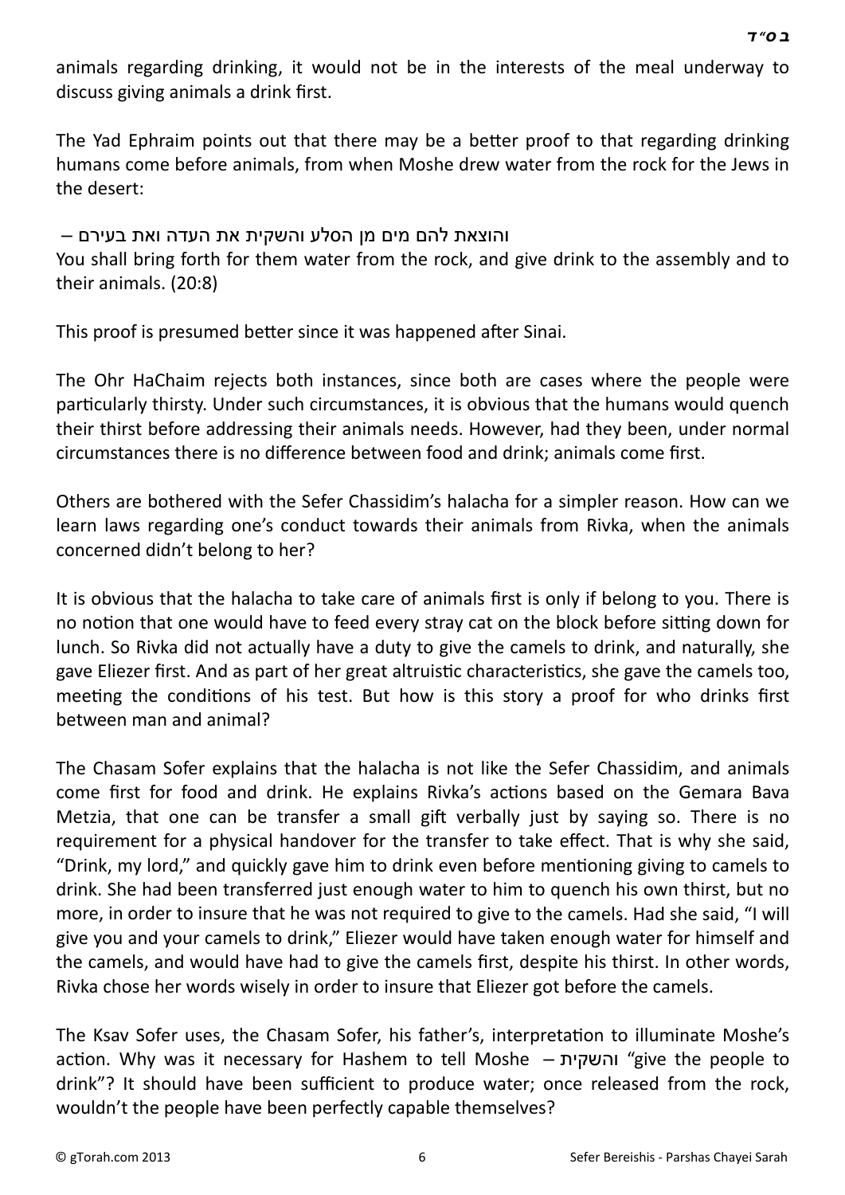animals regarding drinking, it would not be in the interests of the meal underway to discuss giving animals a drink first.

The Yad Ephraim points out that there may be a better proof to that regarding drinking humans come before animals, from when Moshe drew water from the rock for the Jews in the desert:

והוצאת להם מים מן הסלע והשקית את העדה ואת בעירם –
You shall bring forth for them water from the rock, and give drink to the assembly and to their animals. (20:8)

This proof is presumed better since it was happened after Sinai.

The Ohr HaChaim rejects both instances, since both are cases where the people were particularly thirsty. Under such circumstances, it is obvious that the humans would quench their thirst before addressing their animals needs. However, had they been, under normal circumstances there is no difference between food and drink; animals come first.

Others are bothered with the Sefer Chassidim's halacha for a simpler reason. How can we learn laws regarding one's conduct towards their animals from Rivka, when the animals concerned didn't belong to her?

It is obvious that the halacha to take care of animals first is only if belong to you. There is no notion that one would have to feed every stray cat on the block before sitting down for lunch. So Rivka did not actually have a duty to give the camels to drink, and naturally, she gave Eliezer first. And as part of her great altruistic characteristics, she gave the camels too, meeting the conditions of his test. But how is this story a proof for who drinks first between man and animal?

The Chasam Sofer explains that the halacha is not like the Sefer Chassidim, and animals come first for food and drink. He explains Rivka's actions based on the Gemara Bava Metzia, that one can be transfer a small gift verbally just by saying so. There is no requirement for a physical handover for the transfer to take effect. That is why she said, "Drink, my lord," and quickly gave him to drink even before mentioning giving to camels to drink. She had been transferred just enough water to him to quench his own thirst, but no more, in order to insure that he was not required to give to the camels. Had she said, "I will give you and your camels to drink," Eliezer would have taken enough water for himself and the camels, and would have had to give the camels first, despite his thirst. In other words, Rivka chose her words wisely in order to insure that Eliezer got before the camels.

The Ksav Sofer uses, the Chasam Sofer, his father's, interpretation to illuminate Moshe's action. Why was it necessary for Hashem to tell Moshe – והשקית "give the people to drink"? It should have been sufficient to produce water; once released from the rock, wouldn't the people have been perfectly capable themselves?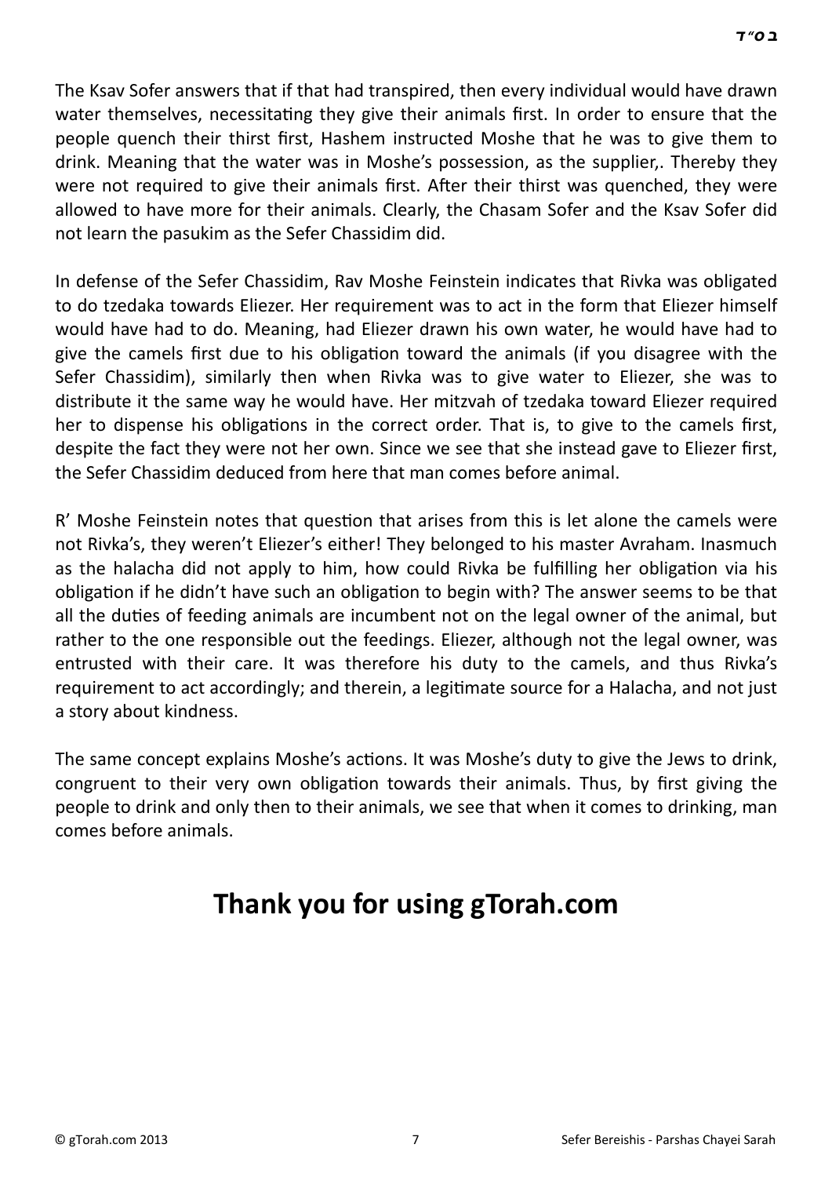The Ksav Sofer answers that if that had transpired, then every individual would have drawn water themselves, necessitating they give their animals first. In order to ensure that the people quench their thirst first, Hashem instructed Moshe that he was to give them to drink. Meaning that the water was in Moshe's possession, as the supplier,. Thereby they were not required to give their animals first. After their thirst was quenched, they were allowed to have more for their animals. Clearly, the Chasam Sofer and the Ksav Sofer did not learn the pasukim as the Sefer Chassidim did.

In defense of the Sefer Chassidim, Rav Moshe Feinstein indicates that Rivka was obligated to do tzedaka towards Eliezer. Her requirement was to act in the form that Eliezer himself would have had to do. Meaning, had Eliezer drawn his own water, he would have had to give the camels first due to his obligation toward the animals (if you disagree with the Sefer Chassidim), similarly then when Rivka was to give water to Eliezer, she was to distribute it the same way he would have. Her mitzvah of tzedaka toward Eliezer required her to dispense his obligations in the correct order. That is, to give to the camels first, despite the fact they were not her own. Since we see that she instead gave to Eliezer first, the Sefer Chassidim deduced from here that man comes before animal.

R' Moshe Feinstein notes that question that arises from this is let alone the camels were not Rivka's, they weren't Eliezer's either! They belonged to his master Avraham. Inasmuch as the halacha did not apply to him, how could Rivka be fulfilling her obligation via his obligation if he didn't have such an obligation to begin with? The answer seems to be that all the duties of feeding animals are incumbent not on the legal owner of the animal, but rather to the one responsible out the feedings. Eliezer, although not the legal owner, was entrusted with their care. It was therefore his duty to the camels, and thus Rivka's requirement to act accordingly; and therein, a legitimate source for a Halacha, and not just a story about kindness.

The same concept explains Moshe's actions. It was Moshe's duty to give the Jews to drink, congruent to their very own obligation towards their animals. Thus, by first giving the people to drink and only then to their animals, we see that when it comes to drinking, man comes before animals.

## Thank you for using gTorah.com